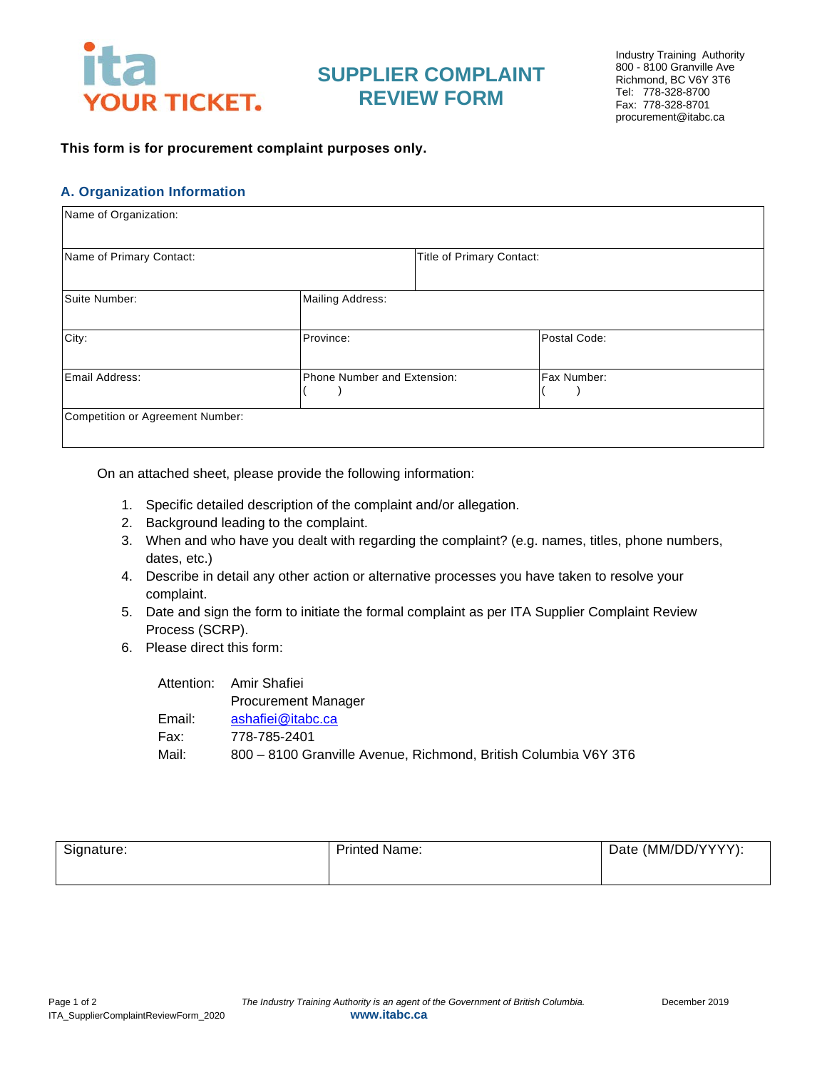ita YOUR TICKET.

# SUPPLIER COMPLAINT REVIEW FORM

Industry Training Authority
800 - 8100 Granville Ave
Richmond, BC V6Y 3T6
Tel: 778-328-8700
Fax: 778-328-8701
procurement@itabc.ca

**This form is for procurement complaint purposes only.**

## A. Organization Information

| | | |
|---|---|---|
| Name of Organization: | | |
| Name of Primary Contact: | Title of Primary Contact: | |
| Suite Number: | Mailing Address: | |
| City: | Province: | Postal Code: |
| Email Address: | Phone Number and Extension: ( ) | Fax Number: ( ) |
| Competition or Agreement Number: | | |

On an attached sheet, please provide the following information:

1. Specific detailed description of the complaint and/or allegation.
2. Background leading to the complaint.
3. When and who have you dealt with regarding the complaint? (e.g. names, titles, phone numbers, dates, etc.)
4. Describe in detail any other action or alternative processes you have taken to resolve your complaint.
5. Date and sign the form to initiate the formal complaint as per ITA Supplier Complaint Review Process (SCRP).
6. Please direct this form:

Attention: Amir Shafiei
Procurement Manager
Email: ashafiei@itabc.ca
Fax: 778-785-2401
Mail: 800 – 8100 Granville Avenue, Richmond, British Columbia V6Y 3T6

| | | |
|---|---|---|
| Signature: | Printed Name: | Date (MM/DD/YYYY): |

ITA_SupplierComplaintReviewForm_2020

*The Industry Training Authority is an agent of the Government of British Columbia.*
**www.itabc.ca**

December 2019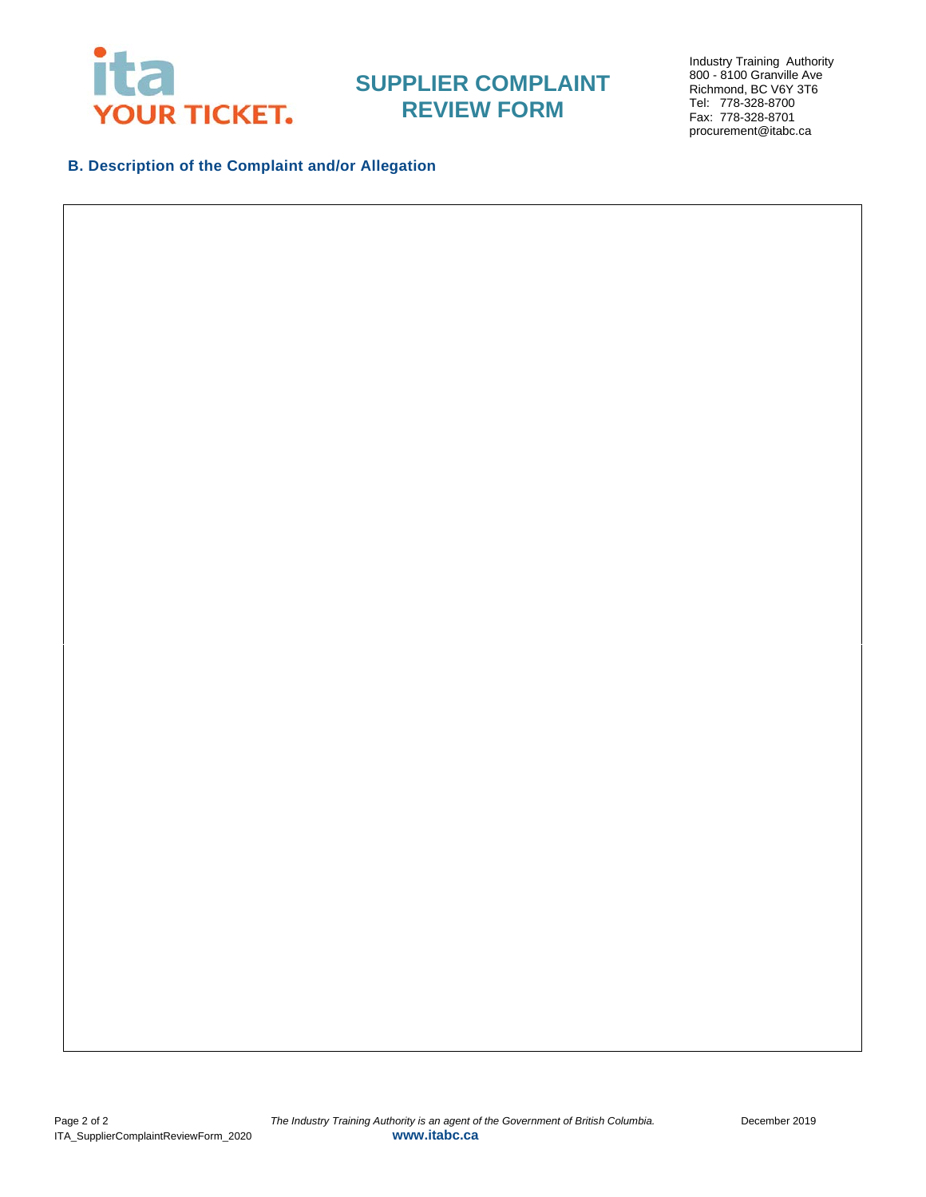# SUPPLIER COMPLAINT REVIEW FORM

Industry Training Authority
800 - 8100 Granville Ave
Richmond, BC V6Y 3T6
Tel: 778-328-8700
Fax: 778-328-8701
procurement@itabc.ca

## B. Description of the Complaint and/or Allegation

*The Industry Training Authority is an agent of the Government of British Columbia.*

**www.itabc.ca**